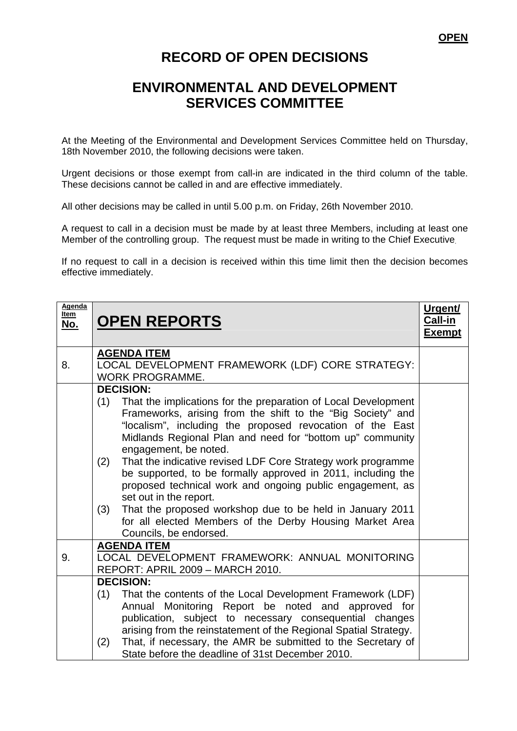**OPEN**

# RECORD OF OPEN DECISIONS

## ENVIRONMENTAL AND DEVELOPMENT SERVICES COMMITTEE

At the Meeting of the Environmental and Development Services Committee held on Thursday, 18th November 2010, the following decisions were taken.

Urgent decisions or those exempt from call-in are indicated in the third column of the table. These decisions cannot be called in and are effective immediately.

All other decisions may be called in until 5.00 p.m. on Friday, 26th November 2010.

A request to call in a decision must be made by at least three Members, including at least one Member of the controlling group. The request must be made in writing to the Chief Executive.

If no request to call in a decision is received within this time limit then the decision becomes effective immediately.

| Agenda Item No. | OPEN REPORTS | Urgent/ Call-in Exempt |
|---|---|---|
| 8. | **AGENDA ITEM**<br>LOCAL DEVELOPMENT FRAMEWORK (LDF) CORE STRATEGY: WORK PROGRAMME. | |
| | **DECISION:**<br>(1) That the implications for the preparation of Local Development Frameworks, arising from the shift to the "Big Society" and "localism", including the proposed revocation of the East Midlands Regional Plan and need for "bottom up" community engagement, be noted.<br>(2) That the indicative revised LDF Core Strategy work programme be supported, to be formally approved in 2011, including the proposed technical work and ongoing public engagement, as set out in the report.<br>(3) That the proposed workshop due to be held in January 2011 for all elected Members of the Derby Housing Market Area Councils, be endorsed. | |
| 9. | **AGENDA ITEM**<br>LOCAL DEVELOPMENT FRAMEWORK: ANNUAL MONITORING REPORT: APRIL 2009 – MARCH 2010. | |
| | **DECISION:**<br>(1) That the contents of the Local Development Framework (LDF) Annual Monitoring Report be noted and approved for publication, subject to necessary consequential changes arising from the reinstatement of the Regional Spatial Strategy.<br>(2) That, if necessary, the AMR be submitted to the Secretary of State before the deadline of 31st December 2010. | |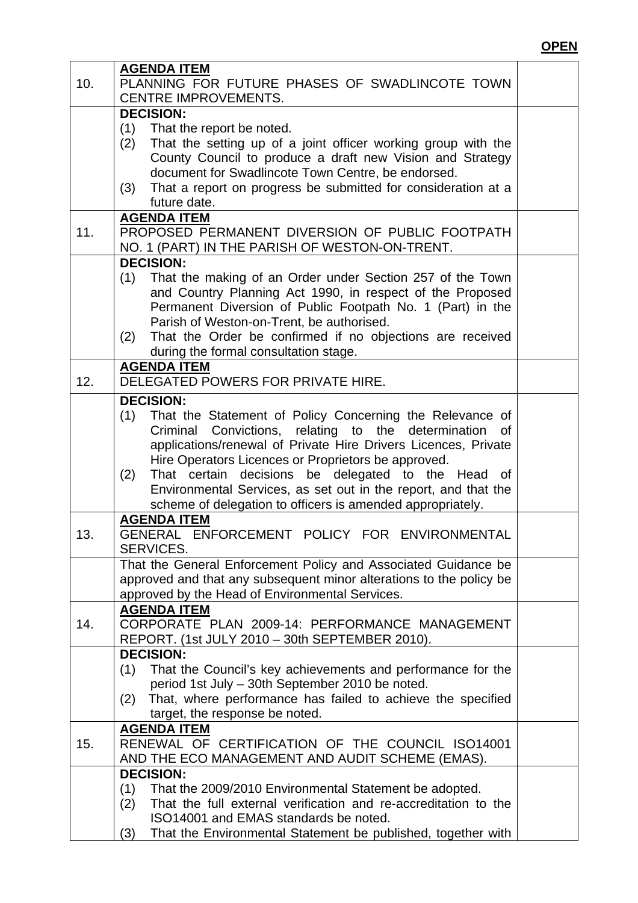**OPEN**

| | | |
|---|---|---|
| 10. | **AGENDA ITEM**<br>PLANNING FOR FUTURE PHASES OF SWADLINCOTE TOWN CENTRE IMPROVEMENTS. | |
| | **DECISION:**<br>(1) That the report be noted.<br>(2) That the setting up of a joint officer working group with the County Council to produce a draft new Vision and Strategy document for Swadlincote Town Centre, be endorsed.<br>(3) That a report on progress be submitted for consideration at a future date. | |
| 11. | **AGENDA ITEM**<br>PROPOSED PERMANENT DIVERSION OF PUBLIC FOOTPATH NO. 1 (PART) IN THE PARISH OF WESTON-ON-TRENT. | |
| | **DECISION:**<br>(1) That the making of an Order under Section 257 of the Town and Country Planning Act 1990, in respect of the Proposed Permanent Diversion of Public Footpath No. 1 (Part) in the Parish of Weston-on-Trent, be authorised.<br>(2) That the Order be confirmed if no objections are received during the formal consultation stage. | |
| 12. | **AGENDA ITEM**<br>DELEGATED POWERS FOR PRIVATE HIRE. | |
| | **DECISION:**<br>(1) That the Statement of Policy Concerning the Relevance of Criminal Convictions, relating to the determination of applications/renewal of Private Hire Drivers Licences, Private Hire Operators Licences or Proprietors be approved.<br>(2) That certain decisions be delegated to the Head of Environmental Services, as set out in the report, and that the scheme of delegation to officers is amended appropriately. | |
| 13. | **AGENDA ITEM**<br>GENERAL ENFORCEMENT POLICY FOR ENVIRONMENTAL SERVICES. | |
| | That the General Enforcement Policy and Associated Guidance be approved and that any subsequent minor alterations to the policy be approved by the Head of Environmental Services. | |
| 14. | **AGENDA ITEM**<br>CORPORATE PLAN 2009-14: PERFORMANCE MANAGEMENT REPORT. (1st JULY 2010 – 30th SEPTEMBER 2010). | |
| | **DECISION:**<br>(1) That the Council's key achievements and performance for the period 1st July – 30th September 2010 be noted.<br>(2) That, where performance has failed to achieve the specified target, the response be noted. | |
| 15. | **AGENDA ITEM**<br>RENEWAL OF CERTIFICATION OF THE COUNCIL ISO14001 AND THE ECO MANAGEMENT AND AUDIT SCHEME (EMAS). | |
| | **DECISION:**<br>(1) That the 2009/2010 Environmental Statement be adopted.<br>(2) That the full external verification and re-accreditation to the ISO14001 and EMAS standards be noted.<br>(3) That the Environmental Statement be published, together with | |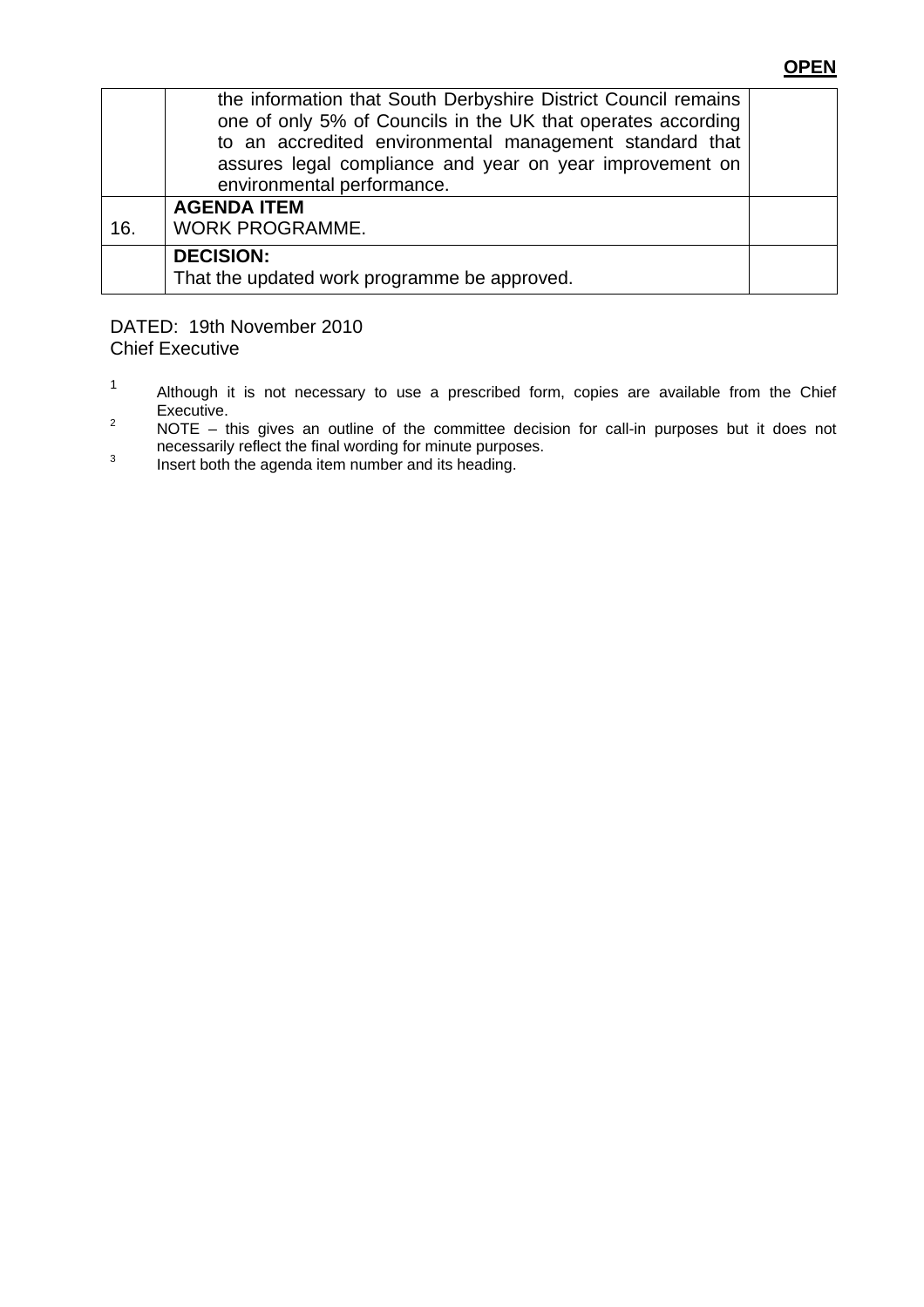**OPEN**

| | | |
|---|---|---|
| | the information that South Derbyshire District Council remains one of only 5% of Councils in the UK that operates according to an accredited environmental management standard that assures legal compliance and year on year improvement on environmental performance. | |
| 16. | **AGENDA ITEM**<br>WORK PROGRAMME. | |
| | **DECISION:**<br>That the updated work programme be approved. | |

DATED: 19th November 2010
Chief Executive

[1] Although it is not necessary to use a prescribed form, copies are available from the Chief Executive.

[2] NOTE – this gives an outline of the committee decision for call-in purposes but it does not necessarily reflect the final wording for minute purposes.

[3] Insert both the agenda item number and its heading.